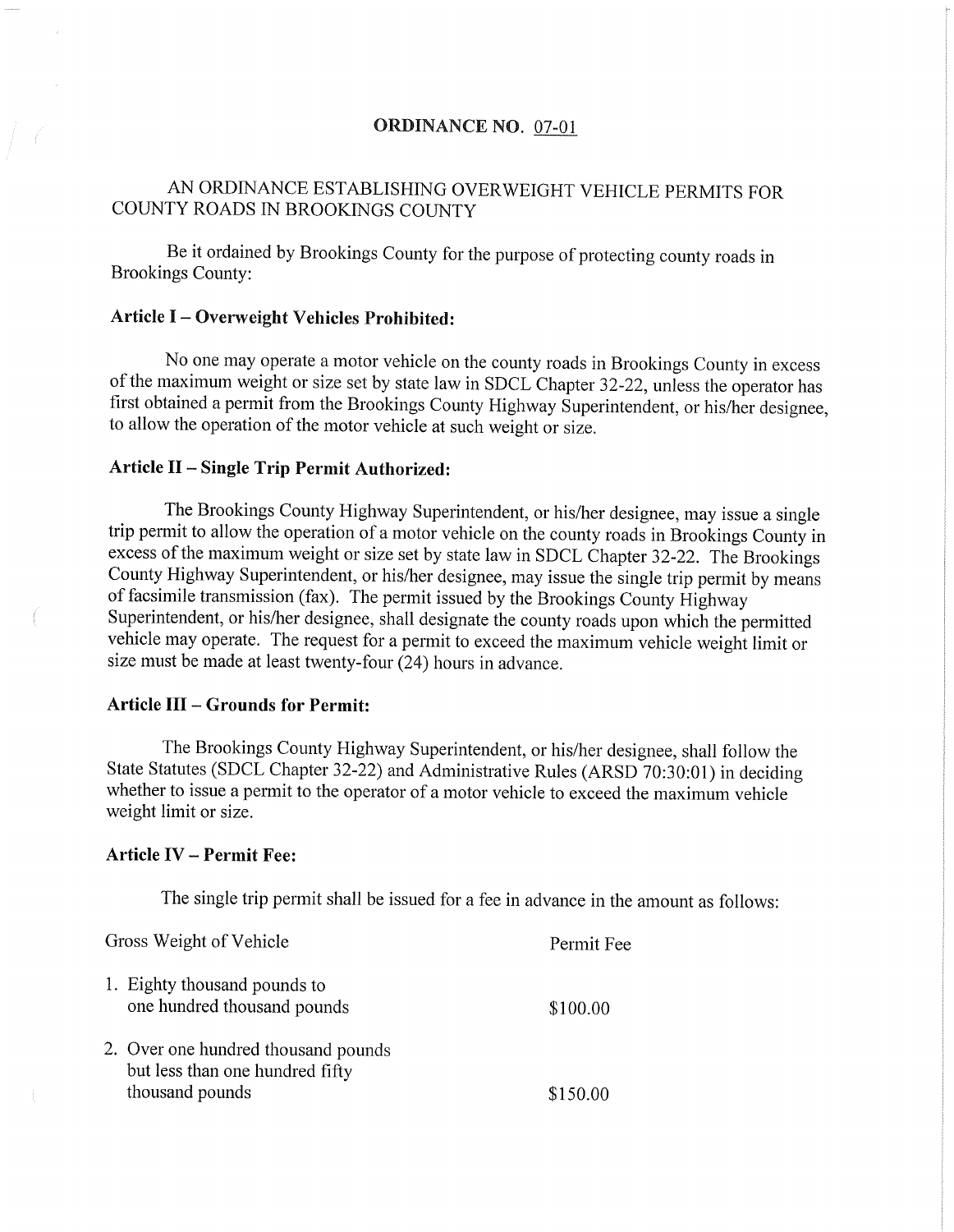# ORDINANCE NO. 07-01

## AN ORDINANCE ESTABLISHING OVERWEIGHT VEHICLE PERMITS FOR COUNTY ROADS IN BROOKINGS COUNTY

Be it ordained by Brookings County for the purpose of protecting county roads in Brookings County:

### Article I – Overweight Vehicles Prohibited:

No one may operate a motor vehicle on the county roads in Brookings County in excess of the maximum weight or size set by state law in SDCL Chapter 32-22, unless the operator has first obtained a permit from the Brookings County Highway Superintendent, or his/her designee, to allow the operation of the motor vehicle at such weight or size.

### Article II – Single Trip Permit Authorized:

The Brookings County Highway Superintendent, or his/her designee, may issue a single trip permit to allow the operation of a motor vehicle on the county roads in Brookings County in excess of the maximum weight or size set by state law in SDCL Chapter 32-22. The Brookings County Highway Superintendent, or his/her designee, may issue the single trip permit by means of facsimile transmission (fax). The permit issued by the Brookings County Highway Superintendent, or his/her designee, shall designate the county roads upon which the permitted vehicle may operate. The request for a permit to exceed the maximum vehicle weight limit or size must be made at least twenty-four (24) hours in advance.

### Article III – Grounds for Permit:

The Brookings County Highway Superintendent, or his/her designee, shall follow the State Statutes (SDCL Chapter 32-22) and Administrative Rules (ARSD 70:30:01) in deciding whether to issue a permit to the operator of a motor vehicle to exceed the maximum vehicle weight limit or size.

### Article IV – Permit Fee:

The single trip permit shall be issued for a fee in advance in the amount as follows:

| Gross Weight of Vehicle | Permit Fee |
|---|---|
| 1. Eighty thousand pounds to one hundred thousand pounds | $100.00 |
| 2. Over one hundred thousand pounds but less than one hundred fifty thousand pounds | $150.00 |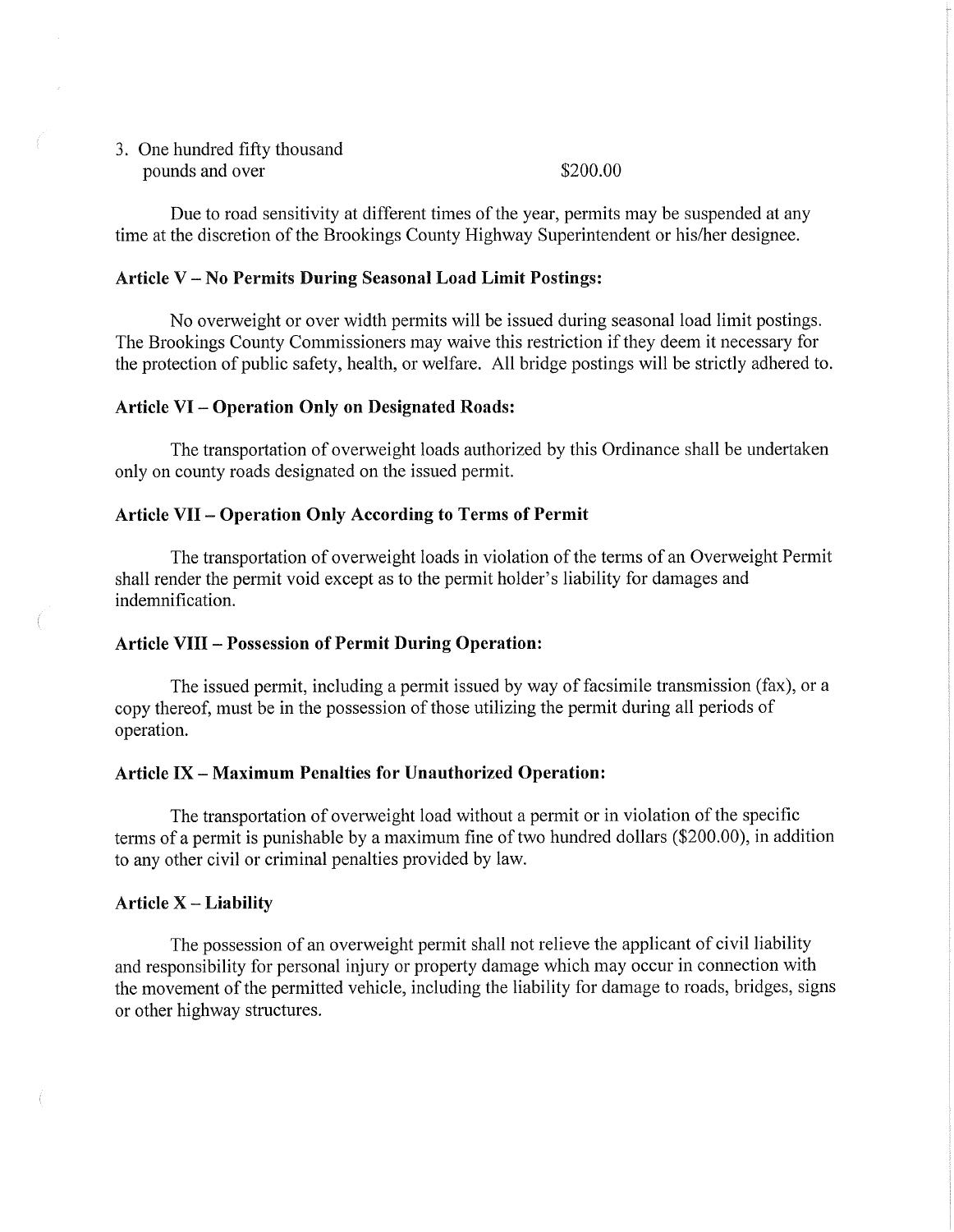3. One hundred fifty thousand pounds and over $200.00

Due to road sensitivity at different times of the year, permits may be suspended at any time at the discretion of the Brookings County Highway Superintendent or his/her designee.

**Article V – No Permits During Seasonal Load Limit Postings:**

No overweight or over width permits will be issued during seasonal load limit postings. The Brookings County Commissioners may waive this restriction if they deem it necessary for the protection of public safety, health, or welfare. All bridge postings will be strictly adhered to.

**Article VI – Operation Only on Designated Roads:**

The transportation of overweight loads authorized by this Ordinance shall be undertaken only on county roads designated on the issued permit.

**Article VII – Operation Only According to Terms of Permit**

The transportation of overweight loads in violation of the terms of an Overweight Permit shall render the permit void except as to the permit holder's liability for damages and indemnification.

**Article VIII – Possession of Permit During Operation:**

The issued permit, including a permit issued by way of facsimile transmission (fax), or a copy thereof, must be in the possession of those utilizing the permit during all periods of operation.

**Article IX – Maximum Penalties for Unauthorized Operation:**

The transportation of overweight load without a permit or in violation of the specific terms of a permit is punishable by a maximum fine of two hundred dollars ($200.00), in addition to any other civil or criminal penalties provided by law.

**Article X – Liability**

The possession of an overweight permit shall not relieve the applicant of civil liability and responsibility for personal injury or property damage which may occur in connection with the movement of the permitted vehicle, including the liability for damage to roads, bridges, signs or other highway structures.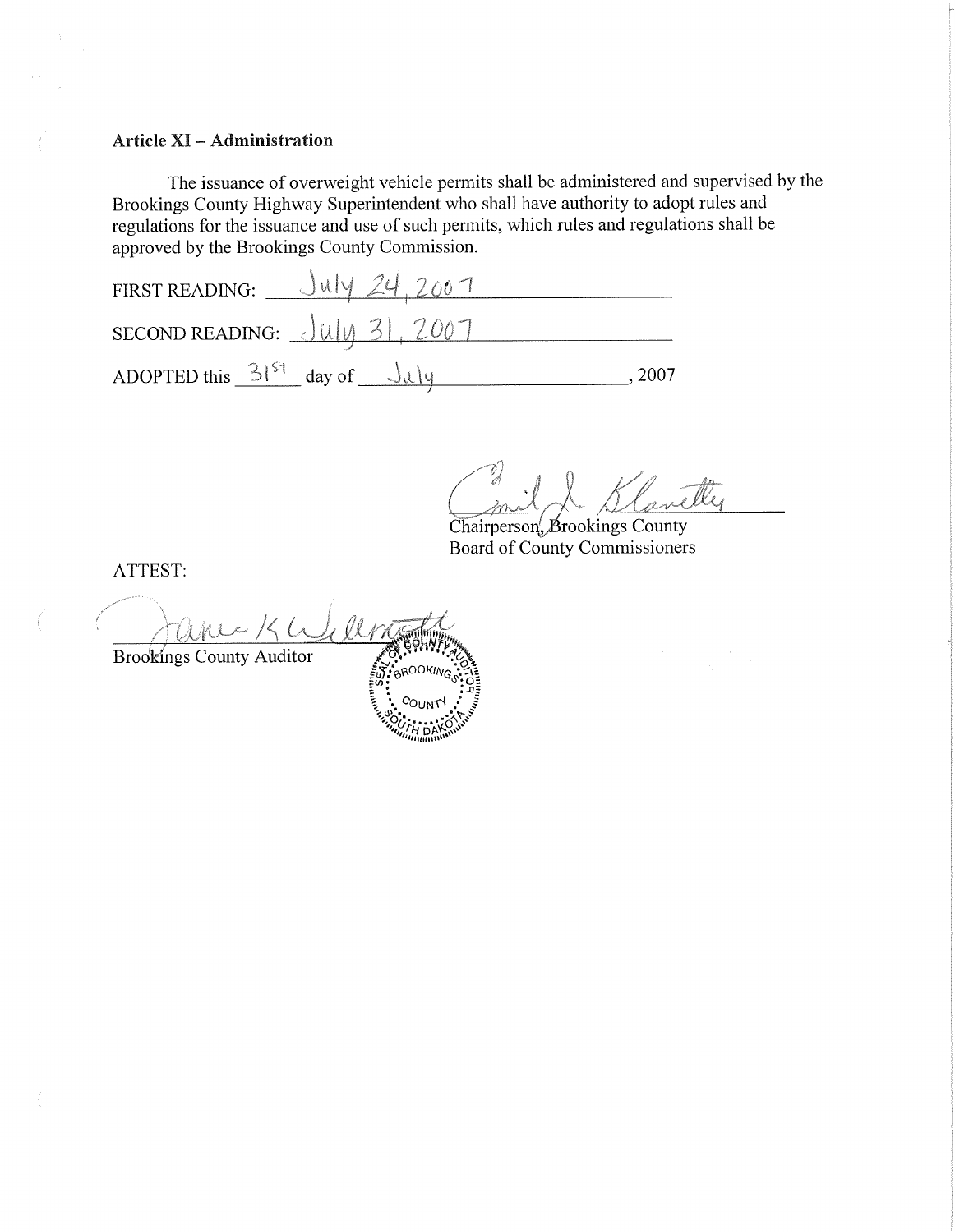**Article XI – Administration**

The issuance of overweight vehicle permits shall be administered and supervised by the Brookings County Highway Superintendent who shall have authority to adopt rules and regulations for the issuance and use of such permits, which rules and regulations shall be approved by the Brookings County Commission.

FIRST READING: July 24, 2007

SECOND READING: July 31, 2007

ADOPTED this 31st day of July, 2007

Chairperson, Brookings County
Board of County Commissioners

ATTEST:

Brookings County Auditor

SEAL OF COUNTY AUDITOR BROOKINGS COUNTY SOUTH DAKOTA